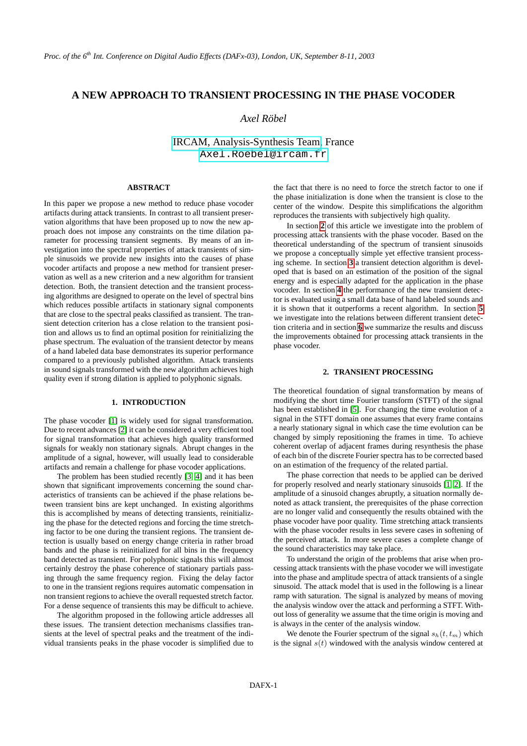# A NEW APPROACH TO TRANSIENT PROCESSING IN THE PHASE VOCODER

*Axel Röbel*

IRCAM, Analysis-Synthesis Team, France
Axel.Roebel@ircam.fr

## ABSTRACT

In this paper we propose a new method to reduce phase vocoder artifacts during attack transients. In contrast to all transient preservation algorithms that have been proposed up to now the new approach does not impose any constraints on the time dilation parameter for processing transient segments. By means of an investigation into the spectral properties of attack transients of simple sinusoids we provide new insights into the causes of phase vocoder artifacts and propose a new method for transient preservation as well as a new criterion and a new algorithm for transient detection. Both, the transient detection and the transient processing algorithms are designed to operate on the level of spectral bins which reduces possible artifacts in stationary signal components that are close to the spectral peaks classified as transient. The transient detection criterion has a close relation to the transient position and allows us to find an optimal position for reinitializing the phase spectrum. The evaluation of the transient detector by means of a hand labeled data base demonstrates its superior performance compared to a previously published algorithm. Attack transients in sound signals transformed with the new algorithm achieves high quality even if strong dilation is applied to polyphonic signals.

## 1. INTRODUCTION

The phase vocoder [1] is widely used for signal transformation. Due to recent advances [2] it can be considered a very efficient tool for signal transformation that achieves high quality transformed signals for weakly non stationary signals. Abrupt changes in the amplitude of a signal, however, will usually lead to considerable artifacts and remain a challenge for phase vocoder applications.

The problem has been studied recently [3, 4] and it has been shown that significant improvements concerning the sound characteristics of transients can be achieved if the phase relations between transient bins are kept unchanged. In existing algorithms this is accomplished by means of detecting transients, reinitializing the phase for the detected regions and forcing the time stretching factor to be one during the transient regions. The transient detection is usually based on energy change criteria in rather broad bands and the phase is reinitialized for all bins in the frequency band detected as transient. For polyphonic signals this will almost certainly destroy the phase coherence of stationary partials passing through the same frequency region. Fixing the delay factor to one in the transient regions requires automatic compensation in non transient regions to achieve the overall requested stretch factor. For a dense sequence of transients this may be difficult to achieve.

The algorithm proposed in the following article addresses all these issues. The transient detection mechanisms classifies transients at the level of spectral peaks and the treatment of the individual transients peaks in the phase vocoder is simplified due to the fact that there is no need to force the stretch factor to one if the phase initialization is done when the transient is close to the center of the window. Despite this simplifications the algorithm reproduces the transients with subjectively high quality.

In section 2 of this article we investigate into the problem of processing attack transients with the phase vocoder. Based on the theoretical understanding of the spectrum of transient sinusoids we propose a conceptually simple yet effective transient processing scheme. In section 3 a transient detection algorithm is developed that is based on an estimation of the position of the signal energy and is especially adapted for the application in the phase vocoder. In section 4 the performance of the new transient detector is evaluated using a small data base of hand labeled sounds and it is shown that it outperforms a recent algorithm. In section 5 we investigate into the relations between different transient detection criteria and in section 6 we summarize the results and discuss the improvements obtained for processing attack transients in the phase vocoder.

## 2. TRANSIENT PROCESSING

The theoretical foundation of signal transformation by means of modifying the short time Fourier transform (STFT) of the signal has been established in [5]. For changing the time evolution of a signal in the STFT domain one assumes that every frame contains a nearly stationary signal in which case the time evolution can be changed by simply repositioning the frames in time. To achieve coherent overlap of adjacent frames during resynthesis the phase of each bin of the discrete Fourier spectra has to be corrected based on an estimation of the frequency of the related partial.

The phase correction that needs to be applied can be derived for properly resolved and nearly stationary sinusoids [1, 2]. If the amplitude of a sinusoid changes abruptly, a situation normally denoted as attack transient, the prerequisites of the phase correction are no longer valid and consequently the results obtained with the phase vocoder have poor quality. Time stretching attack transients with the phase vocoder results in less severe cases in softening of the perceived attack. In more severe cases a complete change of the sound characteristics may take place.

To understand the origin of the problems that arise when processing attack transients with the phase vocoder we will investigate into the phase and amplitude spectra of attack transients of a single sinusoid. The attack model that is used in the following is a linear ramp with saturation. The signal is analyzed by means of moving the analysis window over the attack and performing a STFT. Without loss of generality we assume that the time origin is moving and is always in the center of the analysis window.

We denote the Fourier spectrum of the signal $s_h(t, t_m)$ which is the signal $s(t)$ windowed with the analysis window centered at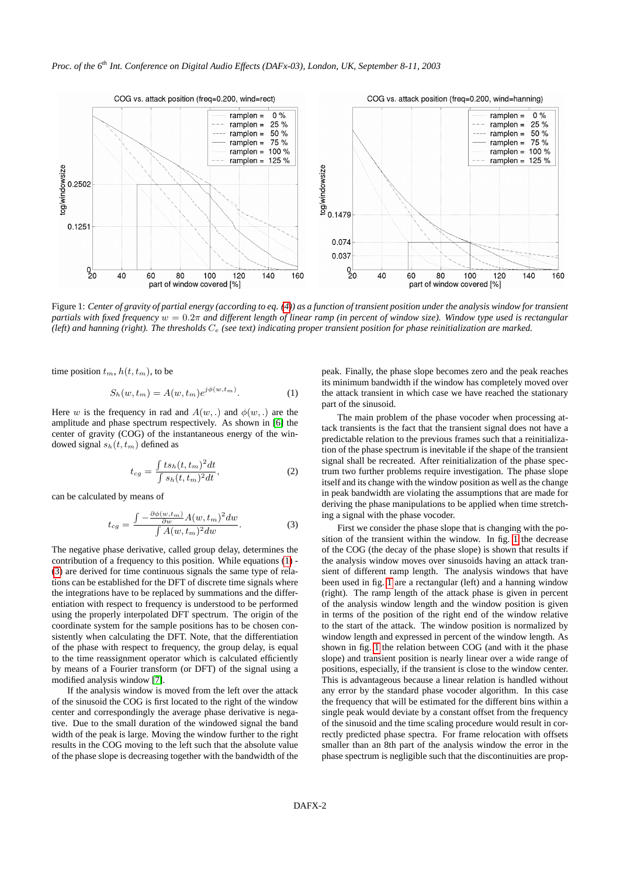Figure 1: *Center of gravity of partial energy (according to eq. (4)) as a function of transient position under the analysis window for transient partials with fixed frequency $w = 0.2\pi$ and different length of linear ramp (in percent of window size). Window type used is rectangular (left) and hanning (right). The thresholds $C_e$ (see text) indicating proper transient position for phase reinitialization are marked.*

time position $t_m$, $h(t, t_m)$, to be

$$S_h(w, t_m) = A(w, t_m)e^{j\phi(w,t_m)}. \tag{1}$$

Here $w$ is the frequency in rad and $A(w, .)$ and $\phi(w, .)$ are the amplitude and phase spectrum respectively. As shown in [6] the center of gravity (COG) of the instantaneous energy of the windowed signal $s_h(t, t_m)$ defined as

$$t_{cg} = \frac{\int t s_h(t, t_m)^2 dt}{\int s_h(t, t_m)^2 dt}, \tag{2}$$

can be calculated by means of

$$t_{cg} = \frac{\int -\frac{\partial \phi(w,t_m)}{\partial w} A(w, t_m)^2 dw}{\int A(w, t_m)^2 dw}. \tag{3}$$

The negative phase derivative, called group delay, determines the contribution of a frequency to this position. While equations (1) - (3) are derived for time continuous signals the same type of relations can be established for the DFT of discrete time signals where the integrations have to be replaced by summations and the differentiation with respect to frequency is understood to be performed using the properly interpolated DFT spectrum. The origin of the coordinate system for the sample positions has to be chosen consistently when calculating the DFT. Note, that the differentiation of the phase with respect to frequency, the group delay, is equal to the time reassignment operator which is calculated efficiently by means of a Fourier transform (or DFT) of the signal using a modified analysis window [7].

If the analysis window is moved from the left over the attack of the sinusoid the COG is first located to the right of the window center and correspondingly the average phase derivative is negative. Due to the small duration of the windowed signal the band width of the peak is large. Moving the window further to the right results in the COG moving to the left such that the absolute value of the phase slope is decreasing together with the bandwidth of the peak. Finally, the phase slope becomes zero and the peak reaches its minimum bandwidth if the window has completely moved over the attack transient in which case we have reached the stationary part of the sinusoid.

The main problem of the phase vocoder when processing attack transients is the fact that the transient signal does not have a predictable relation to the previous frames such that a reinitialization of the phase spectrum is inevitable if the shape of the transient signal shall be recreated. After reinitialization of the phase spectrum two further problems require investigation. The phase slope itself and its change with the window position as well as the change in peak bandwidth are violating the assumptions that are made for deriving the phase manipulations to be applied when time stretching a signal with the phase vocoder.

First we consider the phase slope that is changing with the position of the transient within the window. In fig. 1 the decrease of the COG (the decay of the phase slope) is shown that results if the analysis window moves over sinusoids having an attack transient of different ramp length. The analysis windows that have been used in fig. 1 are a rectangular (left) and a hanning window (right). The ramp length of the attack phase is given in percent of the analysis window length and the window position is given in terms of the position of the right end of the window relative to the start of the attack. The window position is normalized by window length and expressed in percent of the window length. As shown in fig. 1 the relation between COG (and with it the phase slope) and transient position is nearly linear over a wide range of positions, especially, if the transient is close to the window center. This is advantageous because a linear relation is handled without any error by the standard phase vocoder algorithm. In this case the frequency that will be estimated for the different bins within a single peak would deviate by a constant offset from the frequency of the sinusoid and the time scaling procedure would result in correctly predicted phase spectra. For frame relocation with offsets smaller than an 8th part of the analysis window the error in the phase spectrum is negligible such that the discontinuities are prop-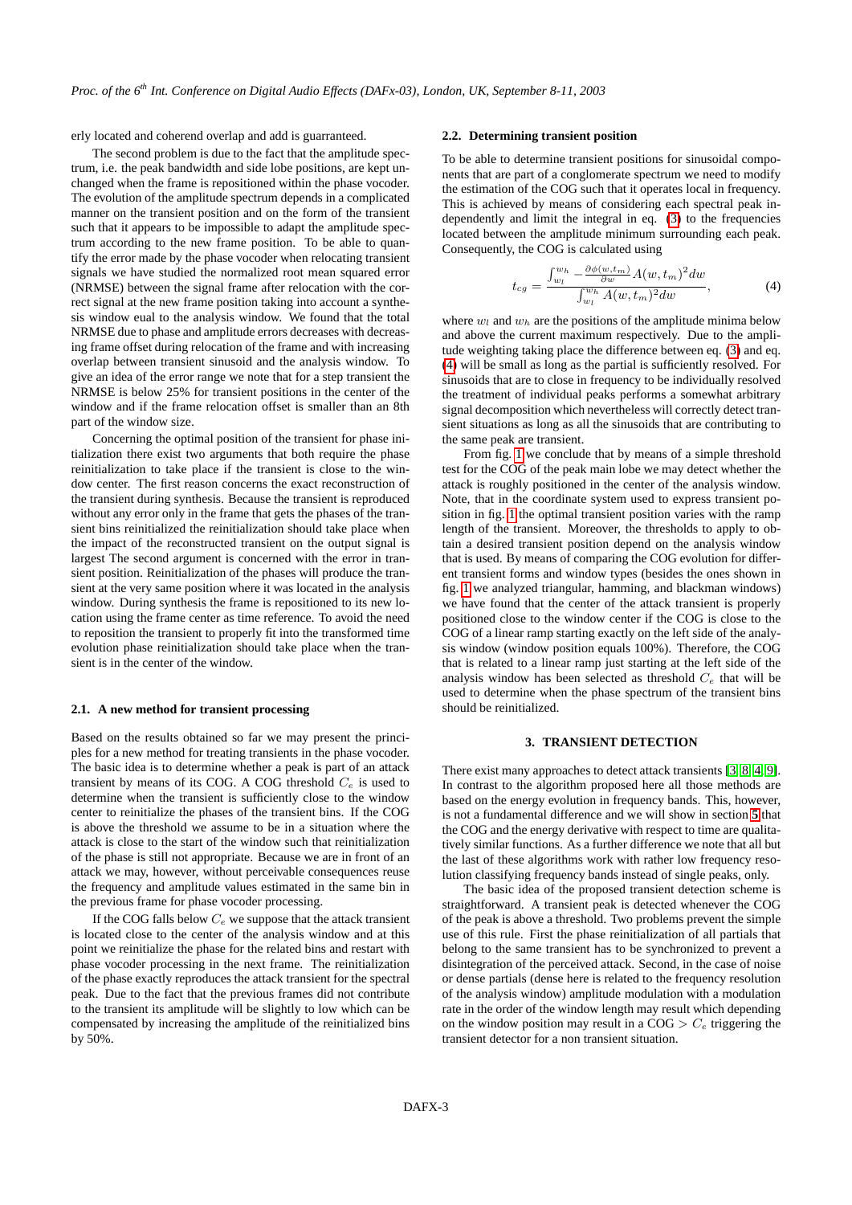erly located and coherend overlap and add is guarranteed.

The second problem is due to the fact that the amplitude spectrum, i.e. the peak bandwidth and side lobe positions, are kept unchanged when the frame is repositioned within the phase vocoder. The evolution of the amplitude spectrum depends in a complicated manner on the transient position and on the form of the transient such that it appears to be impossible to adapt the amplitude spectrum according to the new frame position. To be able to quantify the error made by the phase vocoder when relocating transient signals we have studied the normalized root mean squared error (NRMSE) between the signal frame after relocation with the correct signal at the new frame position taking into account a synthesis window eual to the analysis window. We found that the total NRMSE due to phase and amplitude errors decreases with decreasing frame offset during relocation of the frame and with increasing overlap between transient sinusoid and the analysis window. To give an idea of the error range we note that for a step transient the NRMSE is below 25% for transient positions in the center of the window and if the frame relocation offset is smaller than an 8th part of the window size.

Concerning the optimal position of the transient for phase initialization there exist two arguments that both require the phase reinitialization to take place if the transient is close to the window center. The first reason concerns the exact reconstruction of the transient during synthesis. Because the transient is reproduced without any error only in the frame that gets the phases of the transient bins reinitialized the reinitialization should take place when the impact of the reconstructed transient on the output signal is largest The second argument is concerned with the error in transient position. Reinitialization of the phases will produce the transient at the very same position where it was located in the analysis window. During synthesis the frame is repositioned to its new location using the frame center as time reference. To avoid the need to reposition the transient to properly fit into the transformed time evolution phase reinitialization should take place when the transient is in the center of the window.

### 2.1. A new method for transient processing

Based on the results obtained so far we may present the principles for a new method for treating transients in the phase vocoder. The basic idea is to determine whether a peak is part of an attack transient by means of its COG. A COG threshold $C_e$ is used to determine when the transient is sufficiently close to the window center to reinitialize the phases of the transient bins. If the COG is above the threshold we assume to be in a situation where the attack is close to the start of the window such that reinitialization of the phase is still not appropriate. Because we are in front of an attack we may, however, without perceivable consequences reuse the frequency and amplitude values estimated in the same bin in the previous frame for phase vocoder processing.

If the COG falls below $C_e$ we suppose that the attack transient is located close to the center of the analysis window and at this point we reinitialize the phase for the related bins and restart with phase vocoder processing in the next frame. The reinitialization of the phase exactly reproduces the attack transient for the spectral peak. Due to the fact that the previous frames did not contribute to the transient its amplitude will be slightly to low which can be compensated by increasing the amplitude of the reinitialized bins by 50%.

### 2.2. Determining transient position

To be able to determine transient positions for sinusoidal components that are part of a conglomerate spectrum we need to modify the estimation of the COG such that it operates local in frequency. This is achieved by means of considering each spectral peak independently and limit the integral in eq. (3) to the frequencies located between the amplitude minimum surrounding each peak. Consequently, the COG is calculated using

$$t_{cg} = \frac{\int_{w_l}^{w_h} -\frac{\partial \phi(w,t_m)}{\partial w} A(w,t_m)^2 dw}{\int_{w_l}^{w_h} A(w,t_m)^2 dw}, \qquad (4)$$

where $w_l$ and $w_h$ are the positions of the amplitude minima below and above the current maximum respectively. Due to the amplitude weighting taking place the difference between eq. (3) and eq. (4) will be small as long as the partial is sufficiently resolved. For sinusoids that are to close in frequency to be individually resolved the treatment of individual peaks performs a somewhat arbitrary signal decomposition which nevertheless will correctly detect transient situations as long as all the sinusoids that are contributing to the same peak are transient.

From fig. 1 we conclude that by means of a simple threshold test for the COG of the peak main lobe we may detect whether the attack is roughly positioned in the center of the analysis window. Note, that in the coordinate system used to express transient position in fig. 1 the optimal transient position varies with the ramp length of the transient. Moreover, the thresholds to apply to obtain a desired transient position depend on the analysis window that is used. By means of comparing the COG evolution for different transient forms and window types (besides the ones shown in fig. 1 we analyzed triangular, hamming, and blackman windows) we have found that the center of the attack transient is properly positioned close to the window center if the COG is close to the COG of a linear ramp starting exactly on the left side of the analysis window (window position equals 100%). Therefore, the COG that is related to a linear ramp just starting at the left side of the analysis window has been selected as threshold $C_e$ that will be used to determine when the phase spectrum of the transient bins should be reinitialized.

## 3. TRANSIENT DETECTION

There exist many approaches to detect attack transients [3, 8, 4, 9]. In contrast to the algorithm proposed here all those methods are based on the energy evolution in frequency bands. This, however, is not a fundamental difference and we will show in section 5 that the COG and the energy derivative with respect to time are qualitatively similar functions. As a further difference we note that all but the last of these algorithms work with rather low frequency resolution classifying frequency bands instead of single peaks, only.

The basic idea of the proposed transient detection scheme is straightforward. A transient peak is detected whenever the COG of the peak is above a threshold. Two problems prevent the simple use of this rule. First the phase reinitialization of all partials that belong to the same transient has to be synchronized to prevent a disintegration of the perceived attack. Second, in the case of noise or dense partials (dense here is related to the frequency resolution of the analysis window) amplitude modulation with a modulation rate in the order of the window length may result which depending on the window position may result in a COG $> C_e$ triggering the transient detector for a non transient situation.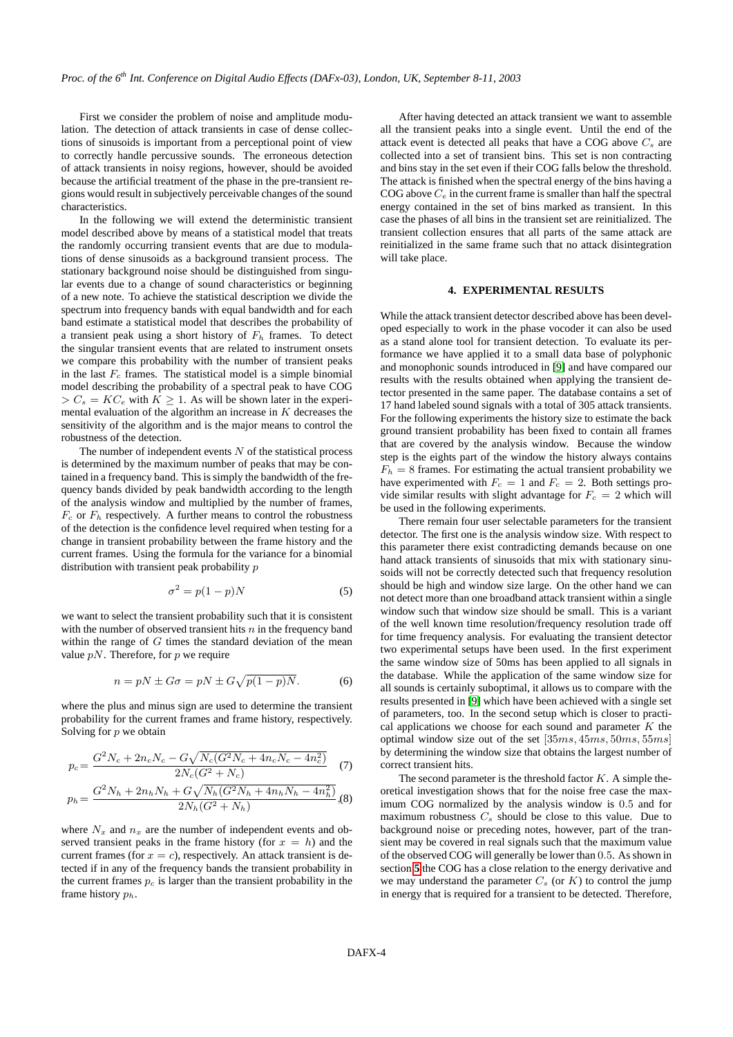First we consider the problem of noise and amplitude modulation. The detection of attack transients in case of dense collections of sinusoids is important from a perceptional point of view to correctly handle percussive sounds. The erroneous detection of attack transients in noisy regions, however, should be avoided because the artificial treatment of the phase in the pre-transient regions would result in subjectively perceivable changes of the sound characteristics.

In the following we will extend the deterministic transient model described above by means of a statistical model that treats the randomly occurring transient events that are due to modulations of dense sinusoids as a background transient process. The stationary background noise should be distinguished from singular events due to a change of sound characteristics or beginning of a new note. To achieve the statistical description we divide the spectrum into frequency bands with equal bandwidth and for each band estimate a statistical model that describes the probability of a transient peak using a short history of $F_h$ frames. To detect the singular transient events that are related to instrument onsets we compare this probability with the number of transient peaks in the last $F_c$ frames. The statistical model is a simple binomial model describing the probability of a spectral peak to have COG $> C_s = KC_e$ with $K \geq 1$. As will be shown later in the experimental evaluation of the algorithm an increase in $K$ decreases the sensitivity of the algorithm and is the major means to control the robustness of the detection.

The number of independent events $N$ of the statistical process is determined by the maximum number of peaks that may be contained in a frequency band. This is simply the bandwidth of the frequency bands divided by peak bandwidth according to the length of the analysis window and multiplied by the number of frames, $F_c$ or $F_h$ respectively. A further means to control the robustness of the detection is the confidence level required when testing for a change in transient probability between the frame history and the current frames. Using the formula for the variance for a binomial distribution with transient peak probability $p$

$$\sigma^2 = p(1-p)N \tag{5}$$

we want to select the transient probability such that it is consistent with the number of observed transient hits $n$ in the frequency band within the range of $G$ times the standard deviation of the mean value $pN$. Therefore, for $p$ we require

$$n = pN \pm G\sigma = pN \pm G\sqrt{p(1-p)N}. \tag{6}$$

where the plus and minus sign are used to determine the transient probability for the current frames and frame history, respectively. Solving for $p$ we obtain

$$p_c = \frac{G^2 N_c + 2n_c N_c - G\sqrt{N_c(G^2 N_c + 4n_c N_c - 4n_c^2)}}{2N_c(G^2 + N_c)} \tag{7}$$

$$p_h = \frac{G^2 N_h + 2n_h N_h + G\sqrt{N_h(G^2 N_h + 4n_h N_h - 4n_h^2)}}{2N_h(G^2 + N_h)} \tag{8}$$

where $N_x$ and $n_x$ are the number of independent events and observed transient peaks in the frame history (for $x = h$) and the current frames (for $x = c$), respectively. An attack transient is detected if in any of the frequency bands the transient probability in the current frames $p_c$ is larger than the transient probability in the frame history $p_h$.

After having detected an attack transient we want to assemble all the transient peaks into a single event. Until the end of the attack event is detected all peaks that have a COG above $C_s$ are collected into a set of transient bins. This set is non contracting and bins stay in the set even if their COG falls below the threshold. The attack is finished when the spectral energy of the bins having a COG above $C_e$ in the current frame is smaller than half the spectral energy contained in the set of bins marked as transient. In this case the phases of all bins in the transient set are reinitialized. The transient collection ensures that all parts of the same attack are reinitialized in the same frame such that no attack disintegration will take place.

## 4. EXPERIMENTAL RESULTS

While the attack transient detector described above has been developed especially to work in the phase vocoder it can also be used as a stand alone tool for transient detection. To evaluate its performance we have applied it to a small data base of polyphonic and monophonic sounds introduced in [9] and have compared our results with the results obtained when applying the transient detector presented in the same paper. The database contains a set of 17 hand labeled sound signals with a total of 305 attack transients. For the following experiments the history size to estimate the back ground transient probability has been fixed to contain all frames that are covered by the analysis window. Because the window step is the eights part of the window the history always contains $F_h = 8$ frames. For estimating the actual transient probability we have experimented with $F_c = 1$ and $F_c = 2$. Both settings provide similar results with slight advantage for $F_c = 2$ which will be used in the following experiments.

There remain four user selectable parameters for the transient detector. The first one is the analysis window size. With respect to this parameter there exist contradicting demands because on one hand attack transients of sinusoids that mix with stationary sinusoids will not be correctly detected such that frequency resolution should be high and window size large. On the other hand we can not detect more than one broadband attack transient within a single window such that window size should be small. This is a variant of the well known time resolution/frequency resolution trade off for time frequency analysis. For evaluating the transient detector two experimental setups have been used. In the first experiment the same window size of 50ms has been applied to all signals in the database. While the application of the same window size for all sounds is certainly suboptimal, it allows us to compare with the results presented in [9] which have been achieved with a single set of parameters, too. In the second setup which is closer to practical applications we choose for each sound and parameter $K$ the optimal window size out of the set $[35ms, 45ms, 50ms, 55ms]$ by determining the window size that obtains the largest number of correct transient hits.

The second parameter is the threshold factor $K$. A simple theoretical investigation shows that for the noise free case the maximum COG normalized by the analysis window is 0.5 and for maximum robustness $C_s$ should be close to this value. Due to background noise or preceding notes, however, part of the transient may be covered in real signals such that the maximum value of the observed COG will generally be lower than 0.5. As shown in section 5 the COG has a close relation to the energy derivative and we may understand the parameter $C_s$ (or $K$) to control the jump in energy that is required for a transient to be detected. Therefore,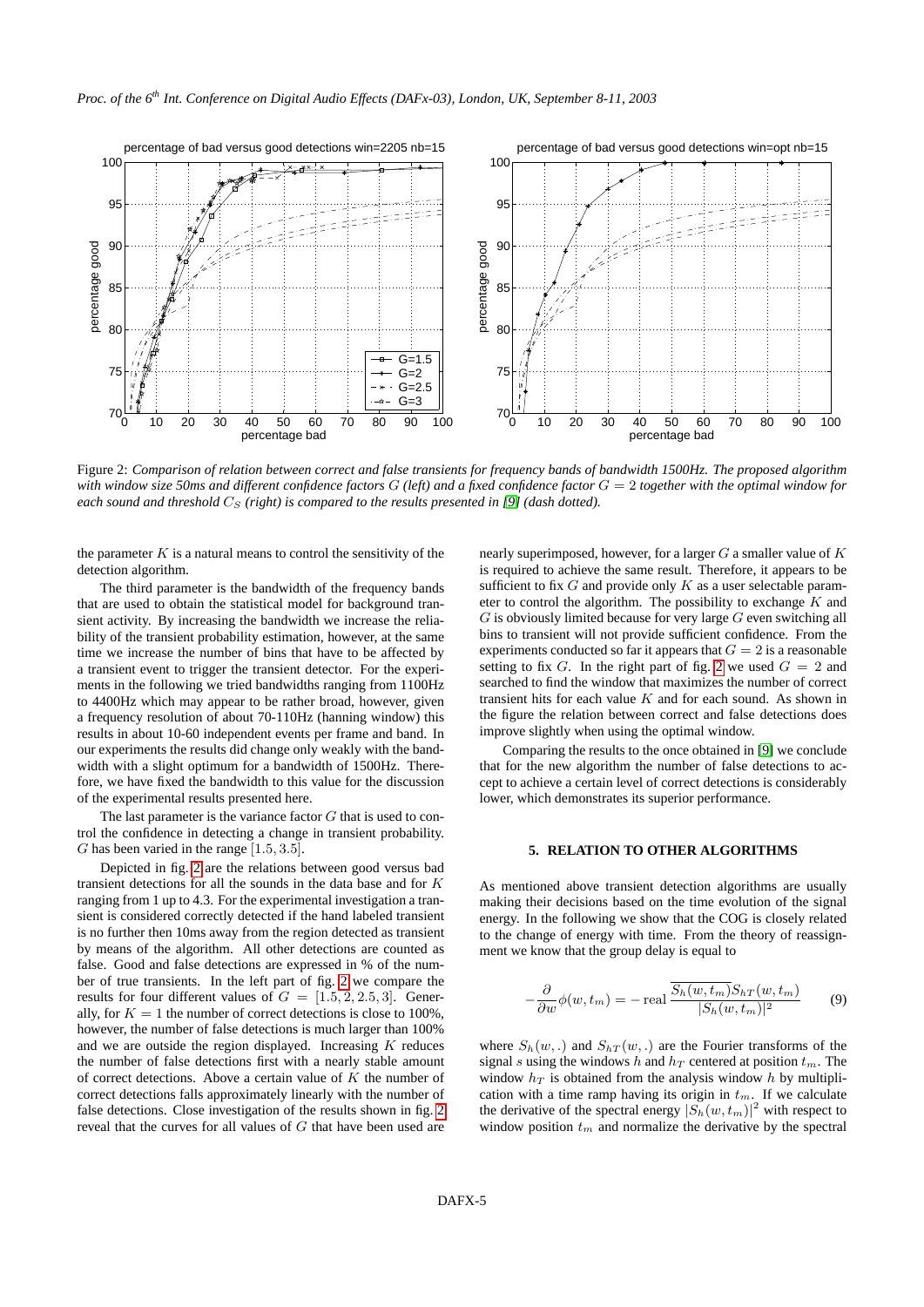Figure 2: *Comparison of relation between correct and false transients for frequency bands of bandwidth 1500Hz. The proposed algorithm with window size 50ms and different confidence factors $G$ (left) and a fixed confidence factor $G = 2$ together with the optimal window for each sound and threshold $C_S$ (right) is compared to the results presented in [9] (dash dotted).*

the parameter $K$ is a natural means to control the sensitivity of the detection algorithm.

The third parameter is the bandwidth of the frequency bands that are used to obtain the statistical model for background transient activity. By increasing the bandwidth we increase the reliability of the transient probability estimation, however, at the same time we increase the number of bins that have to be affected by a transient event to trigger the transient detector. For the experiments in the following we tried bandwidths ranging from 1100Hz to 4400Hz which may appear to be rather broad, however, given a frequency resolution of about 70-110Hz (hanning window) this results in about 10-60 independent events per frame and band. In our experiments the results did change only weakly with the bandwidth with a slight optimum for a bandwidth of 1500Hz. Therefore, we have fixed the bandwidth to this value for the discussion of the experimental results presented here.

The last parameter is the variance factor $G$ that is used to control the confidence in detecting a change in transient probability. $G$ has been varied in the range $[1.5, 3.5]$.

Depicted in fig. 2 are the relations between good versus bad transient detections for all the sounds in the data base and for $K$ ranging from 1 up to 4.3. For the experimental investigation a transient is considered correctly detected if the hand labeled transient is no further then 10ms away from the region detected as transient by means of the algorithm. All other detections are counted as false. Good and false detections are expressed in % of the number of true transients. In the left part of fig. 2 we compare the results for four different values of $G = [1.5, 2, 2.5, 3]$. Generally, for $K = 1$ the number of correct detections is close to 100%, however, the number of false detections is much larger than 100% and we are outside the region displayed. Increasing $K$ reduces the number of false detections first with a nearly stable amount of correct detections. Above a certain value of $K$ the number of correct detections falls approximately linearly with the number of false detections. Close investigation of the results shown in fig. 2 reveal that the curves for all values of $G$ that have been used are nearly superimposed, however, for a larger $G$ a smaller value of $K$ is required to achieve the same result. Therefore, it appears to be sufficient to fix $G$ and provide only $K$ as a user selectable parameter to control the algorithm. The possibility to exchange $K$ and $G$ is obviously limited because for very large $G$ even switching all bins to transient will not provide sufficient confidence. From the experiments conducted so far it appears that $G = 2$ is a reasonable setting to fix $G$. In the right part of fig. 2 we used $G = 2$ and searched to find the window that maximizes the number of correct transient hits for each value $K$ and for each sound. As shown in the figure the relation between correct and false detections does improve slightly when using the optimal window.

Comparing the results to the once obtained in [9] we conclude that for the new algorithm the number of false detections to accept to achieve a certain level of correct detections is considerably lower, which demonstrates its superior performance.

## 5. RELATION TO OTHER ALGORITHMS

As mentioned above transient detection algorithms are usually making their decisions based on the time evolution of the signal energy. In the following we show that the COG is closely related to the change of energy with time. From the theory of reassignment we know that the group delay is equal to

$$-\frac{\partial}{\partial w}\phi(w, t_m) = -\,\mathrm{real}\,\frac{\overline{S_h(w, t_m)}S_{hT}(w, t_m)}{|S_h(w, t_m)|^2} \qquad (9)$$

where $S_h(w, .)$ and $S_{hT}(w, .)$ are the Fourier transforms of the signal $s$ using the windows $h$ and $h_T$ centered at position $t_m$. The window $h_T$ is obtained from the analysis window $h$ by multiplication with a time ramp having its origin in $t_m$. If we calculate the derivative of the spectral energy $|S_h(w, t_m)|^2$ with respect to window position $t_m$ and normalize the derivative by the spectral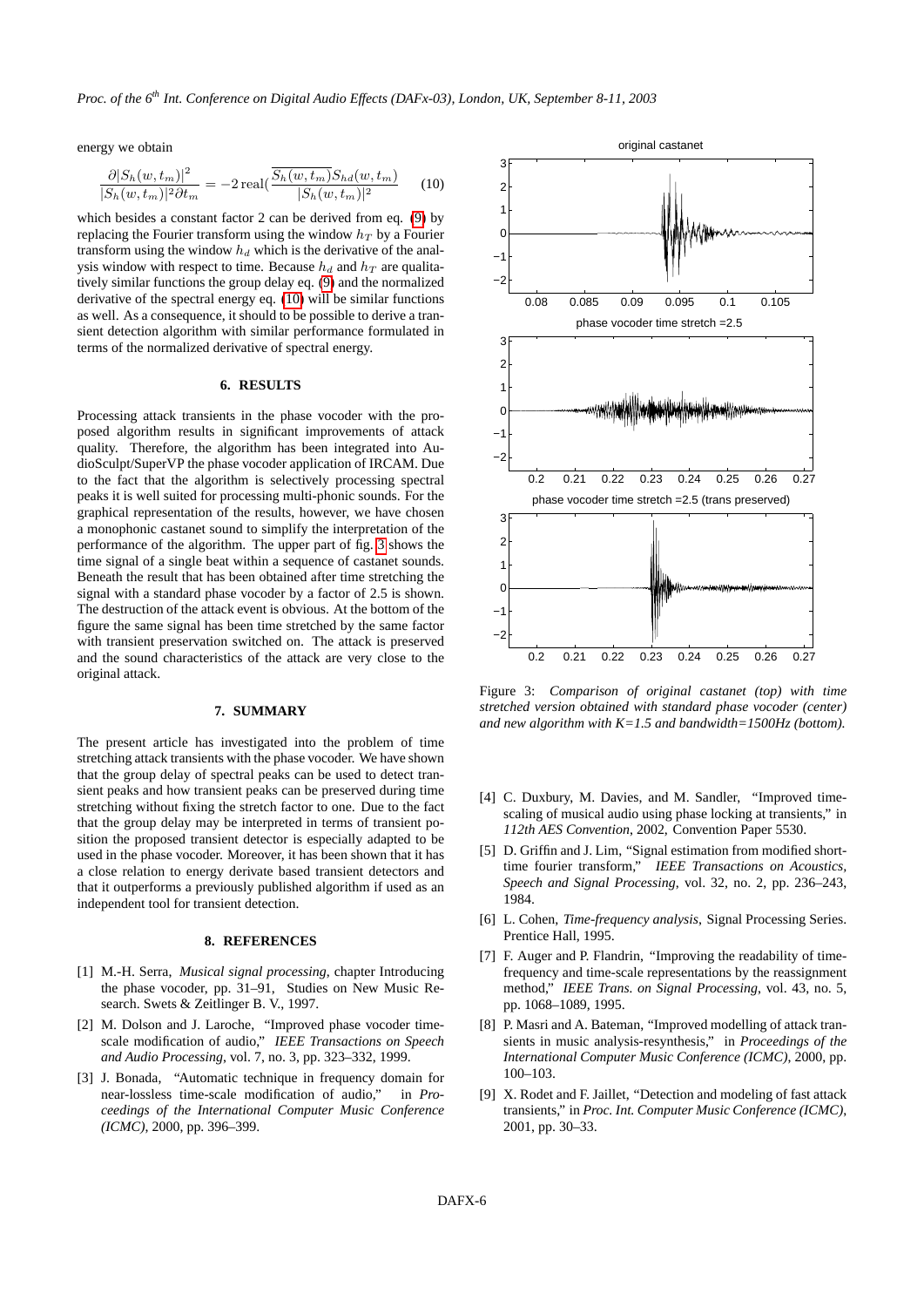energy we obtain

$$\frac{\partial |S_h(w,t_m)|^2}{|S_h(w,t_m)|^2 \partial t_m} = -2\,\mathrm{real}\left(\frac{\overline{S_h(w,t_m)} S_{hd}(w,t_m)}{|S_h(w,t_m)|^2}\right) \quad (10)$$

which besides a constant factor 2 can be derived from eq. (9) by replacing the Fourier transform using the window $h_T$ by a Fourier transform using the window $h_d$ which is the derivative of the analysis window with respect to time. Because $h_d$ and $h_T$ are qualitatively similar functions the group delay eq. (9) and the normalized derivative of the spectral energy eq. (10) will be similar functions as well. As a consequence, it should to be possible to derive a transient detection algorithm with similar performance formulated in terms of the normalized derivative of spectral energy.

## 6. RESULTS

Processing attack transients in the phase vocoder with the proposed algorithm results in significant improvements of attack quality. Therefore, the algorithm has been integrated into AudioSculpt/SuperVP the phase vocoder application of IRCAM. Due to the fact that the algorithm is selectively processing spectral peaks it is well suited for processing multi-phonic sounds. For the graphical representation of the results, however, we have chosen a monophonic castanet sound to simplify the interpretation of the performance of the algorithm. The upper part of fig. 3 shows the time signal of a single beat within a sequence of castanet sounds. Beneath the result that has been obtained after time stretching the signal with a standard phase vocoder by a factor of 2.5 is shown. The destruction of the attack event is obvious. At the bottom of the figure the same signal has been time stretched by the same factor with transient preservation switched on. The attack is preserved and the sound characteristics of the attack are very close to the original attack.

original castanet

phase vocoder time stretch =2.5

phase vocoder time stretch =2.5 (trans preserved)

Figure 3: *Comparison of original castanet (top) with time stretched version obtained with standard phase vocoder (center) and new algorithm with K=1.5 and bandwidth=1500Hz (bottom).*

## 7. SUMMARY

The present article has investigated into the problem of time stretching attack transients with the phase vocoder. We have shown that the group delay of spectral peaks can be used to detect transient peaks and how transient peaks can be preserved during time stretching without fixing the stretch factor to one. Due to the fact that the group delay may be interpreted in terms of transient position the proposed transient detector is especially adapted to be used in the phase vocoder. Moreover, it has been shown that it has a close relation to energy derivate based transient detectors and that it outperforms a previously published algorithm if used as an independent tool for transient detection.

## 8. REFERENCES

[1] M.-H. Serra, *Musical signal processing*, chapter Introducing the phase vocoder, pp. 31–91, Studies on New Music Research. Swets & Zeitlinger B. V., 1997.

[2] M. Dolson and J. Laroche, "Improved phase vocoder time-scale modification of audio," *IEEE Transactions on Speech and Audio Processing*, vol. 7, no. 3, pp. 323–332, 1999.

[3] J. Bonada, "Automatic technique in frequency domain for near-lossless time-scale modification of audio," in *Proceedings of the International Computer Music Conference (ICMC)*, 2000, pp. 396–399.

[4] C. Duxbury, M. Davies, and M. Sandler, "Improved time-scaling of musical audio using phase locking at transients," in *112th AES Convention*, 2002, Convention Paper 5530.

[5] D. Griffin and J. Lim, "Signal estimation from modified short-time fourier transform," *IEEE Transactions on Acoustics, Speech and Signal Processing*, vol. 32, no. 2, pp. 236–243, 1984.

[6] L. Cohen, *Time-frequency analysis*, Signal Processing Series. Prentice Hall, 1995.

[7] F. Auger and P. Flandrin, "Improving the readability of time-frequency and time-scale representations by the reassignment method," *IEEE Trans. on Signal Processing*, vol. 43, no. 5, pp. 1068–1089, 1995.

[8] P. Masri and A. Bateman, "Improved modelling of attack transients in music analysis-resynthesis," in *Proceedings of the International Computer Music Conference (ICMC)*, 2000, pp. 100–103.

[9] X. Rodet and F. Jaillet, "Detection and modeling of fast attack transients," in *Proc. Int. Computer Music Conference (ICMC)*, 2001, pp. 30–33.